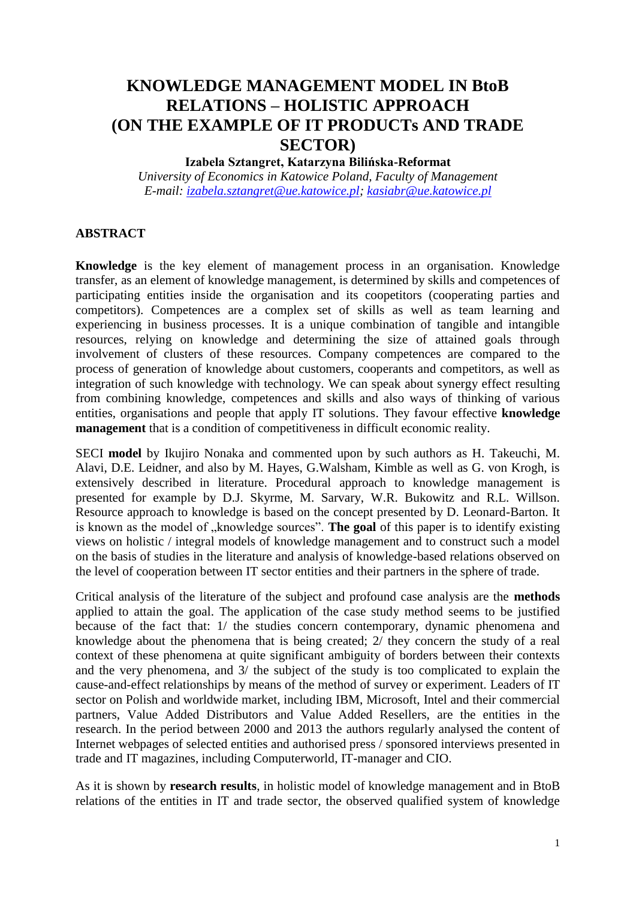# KNOWLEDGE MANAGEMENT MODEL IN BtoB RELATIONS – HOLISTIC APPROACH (ON THE EXAMPLE OF IT PRODUCTs AND TRADE SECTOR)

**Izabela Sztangret, Katarzyna Bilińska-Reformat**

*University of Economics in Katowice Poland, Faculty of Management*

*E-mail: izabela.sztangret@ue.katowice.pl; kasiabr@ue.katowice.pl*

## ABSTRACT

**Knowledge** is the key element of management process in an organisation. Knowledge transfer, as an element of knowledge management, is determined by skills and competences of participating entities inside the organisation and its coopetitors (cooperating parties and competitors). Competences are a complex set of skills as well as team learning and experiencing in business processes. It is a unique combination of tangible and intangible resources, relying on knowledge and determining the size of attained goals through involvement of clusters of these resources. Company competences are compared to the process of generation of knowledge about customers, cooperants and competitors, as well as integration of such knowledge with technology. We can speak about synergy effect resulting from combining knowledge, competences and skills and also ways of thinking of various entities, organisations and people that apply IT solutions. They favour effective **knowledge management** that is a condition of competitiveness in difficult economic reality.

SECI **model** by Ikujiro Nonaka and commented upon by such authors as H. Takeuchi, M. Alavi, D.E. Leidner, and also by M. Hayes, G.Walsham, Kimble as well as G. von Krogh, is extensively described in literature. Procedural approach to knowledge management is presented for example by D.J. Skyrme, M. Sarvary, W.R. Bukowitz and R.L. Willson. Resource approach to knowledge is based on the concept presented by D. Leonard-Barton. It is known as the model of „knowledge sources". **The goal** of this paper is to identify existing views on holistic / integral models of knowledge management and to construct such a model on the basis of studies in the literature and analysis of knowledge-based relations observed on the level of cooperation between IT sector entities and their partners in the sphere of trade.

Critical analysis of the literature of the subject and profound case analysis are the **methods** applied to attain the goal. The application of the case study method seems to be justified because of the fact that: 1/ the studies concern contemporary, dynamic phenomena and knowledge about the phenomena that is being created; 2/ they concern the study of a real context of these phenomena at quite significant ambiguity of borders between their contexts and the very phenomena, and 3/ the subject of the study is too complicated to explain the cause-and-effect relationships by means of the method of survey or experiment. Leaders of IT sector on Polish and worldwide market, including IBM, Microsoft, Intel and their commercial partners, Value Added Distributors and Value Added Resellers, are the entities in the research. In the period between 2000 and 2013 the authors regularly analysed the content of Internet webpages of selected entities and authorised press / sponsored interviews presented in trade and IT magazines, including Computerworld, IT-manager and CIO.

As it is shown by **research results**, in holistic model of knowledge management and in BtoB relations of the entities in IT and trade sector, the observed qualified system of knowledge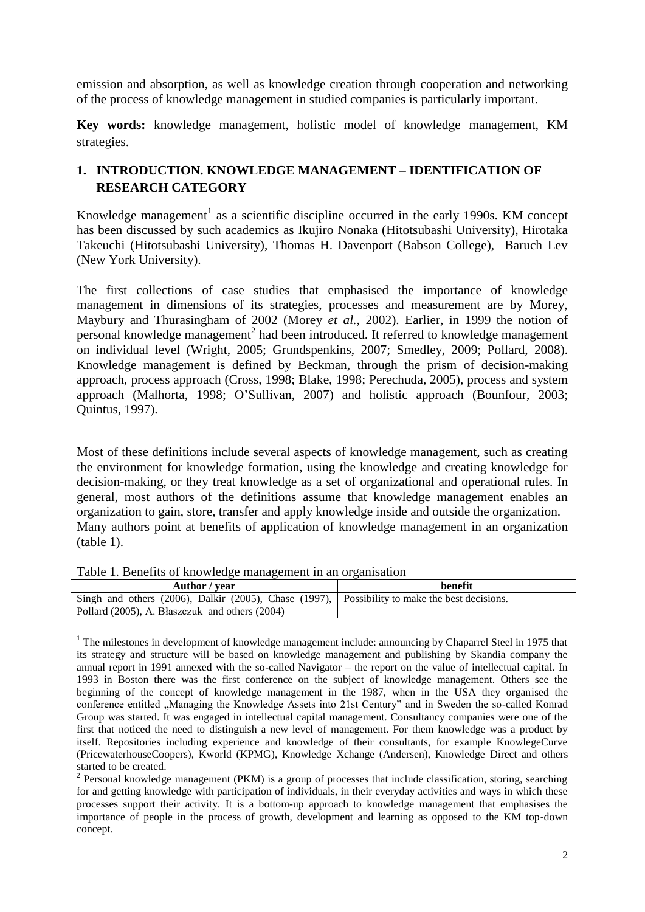emission and absorption, as well as knowledge creation through cooperation and networking of the process of knowledge management in studied companies is particularly important.

**Key words:** knowledge management, holistic model of knowledge management, KM strategies.

## 1. INTRODUCTION. KNOWLEDGE MANAGEMENT – IDENTIFICATION OF RESEARCH CATEGORY

Knowledge management[1] as a scientific discipline occurred in the early 1990s. KM concept has been discussed by such academics as Ikujiro Nonaka (Hitotsubashi University), Hirotaka Takeuchi (Hitotsubashi University), Thomas H. Davenport (Babson College), Baruch Lev (New York University).

The first collections of case studies that emphasised the importance of knowledge management in dimensions of its strategies, processes and measurement are by Morey, Maybury and Thurasingham of 2002 (Morey *et al.*, 2002). Earlier, in 1999 the notion of personal knowledge management[2] had been introduced. It referred to knowledge management on individual level (Wright, 2005; Grundspenkins, 2007; Smedley, 2009; Pollard, 2008). Knowledge management is defined by Beckman, through the prism of decision-making approach, process approach (Cross, 1998; Blake, 1998; Perechuda, 2005), process and system approach (Malhorta, 1998; O'Sullivan, 2007) and holistic approach (Bounfour, 2003; Quintus, 1997).

Most of these definitions include several aspects of knowledge management, such as creating the environment for knowledge formation, using the knowledge and creating knowledge for decision-making, or they treat knowledge as a set of organizational and operational rules. In general, most authors of the definitions assume that knowledge management enables an organization to gain, store, transfer and apply knowledge inside and outside the organization. Many authors point at benefits of application of knowledge management in an organization (table 1).

Table 1. Benefits of knowledge management in an organisation

| Author / year | benefit |
|---|---|
| Singh and others (2006), Dalkir (2005), Chase (1997), Pollard (2005), A. Błaszczuk and others (2004) | Possibility to make the best decisions. |

[1] The milestones in development of knowledge management include: announcing by Chaparrel Steel in 1975 that its strategy and structure will be based on knowledge management and publishing by Skandia company the annual report in 1991 annexed with the so-called Navigator – the report on the value of intellectual capital. In 1993 in Boston there was the first conference on the subject of knowledge management. Others see the beginning of the concept of knowledge management in the 1987, when in the USA they organised the conference entitled „Managing the Knowledge Assets into 21st Century" and in Sweden the so-called Konrad Group was started. It was engaged in intellectual capital management. Consultancy companies were one of the first that noticed the need to distinguish a new level of management. For them knowledge was a product by itself. Repositories including experience and knowledge of their consultants, for example KnowlegeCurve (PricewaterhouseCoopers), Kworld (KPMG), Knowledge Xchange (Andersen), Knowledge Direct and others started to be created.

[2] Personal knowledge management (PKM) is a group of processes that include classification, storing, searching for and getting knowledge with participation of individuals, in their everyday activities and ways in which these processes support their activity. It is a bottom-up approach to knowledge management that emphasises the importance of people in the process of growth, development and learning as opposed to the KM top-down concept.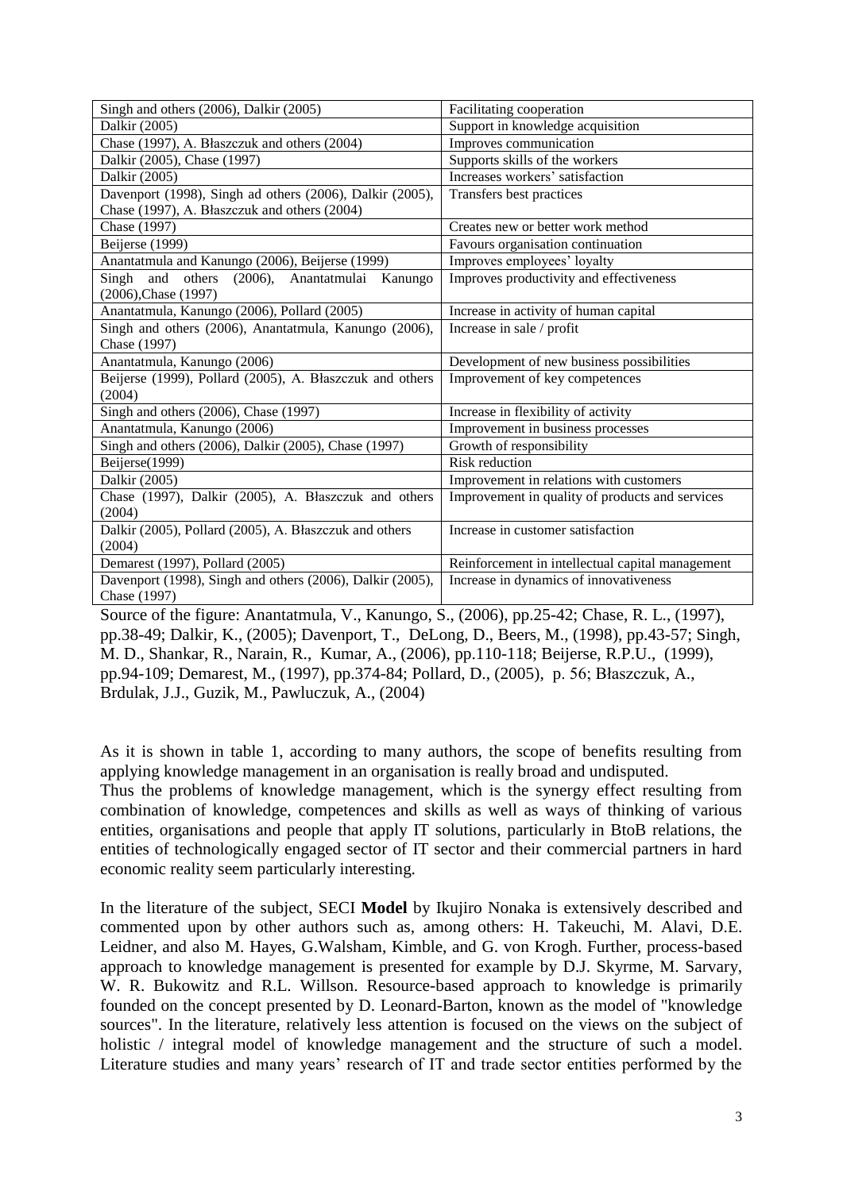| Singh and others (2006), Dalkir (2005) | Facilitating cooperation |
| --- | --- |
| Dalkir (2005) | Support in knowledge acquisition |
| Chase (1997), A. Błaszczuk and others (2004) | Improves communication |
| Dalkir (2005), Chase (1997) | Supports skills of the workers |
| Dalkir (2005) | Increases workers' satisfaction |
| Davenport (1998), Singh ad others (2006), Dalkir (2005), Chase (1997), A. Błaszczuk and others (2004) | Transfers best practices |
| Chase (1997) | Creates new or better work method |
| Beijerse (1999) | Favours organisation continuation |
| Anantatmula and Kanungo (2006), Beijerse (1999) | Improves employees' loyalty |
| Singh and others (2006), Anantatmulai Kanungo (2006),Chase (1997) | Improves productivity and effectiveness |
| Anantatmula, Kanungo (2006), Pollard (2005) | Increase in activity of human capital |
| Singh and others (2006), Anantatmula, Kanungo (2006), Chase (1997) | Increase in sale / profit |
| Anantatmula, Kanungo (2006) | Development of new business possibilities |
| Beijerse (1999), Pollard (2005), A. Błaszczuk and others (2004) | Improvement of key competences |
| Singh and others (2006), Chase (1997) | Increase in flexibility of activity |
| Anantatmula, Kanungo (2006) | Improvement in business processes |
| Singh and others (2006), Dalkir (2005), Chase (1997) | Growth of responsibility |
| Beijerse(1999) | Risk reduction |
| Dalkir (2005) | Improvement in relations with customers |
| Chase (1997), Dalkir (2005), A. Błaszczuk and others (2004) | Improvement in quality of products and services |
| Dalkir (2005), Pollard (2005), A. Błaszczuk and others (2004) | Increase in customer satisfaction |
| Demarest (1997), Pollard (2005) | Reinforcement in intellectual capital management |
| Davenport (1998), Singh and others (2006), Dalkir (2005), Chase (1997) | Increase in dynamics of innovativeness |

Source of the figure: Anantatmula, V., Kanungo, S., (2006), pp.25-42; Chase, R. L., (1997), pp.38-49; Dalkir, K., (2005); Davenport, T., DeLong, D., Beers, M., (1998), pp.43-57; Singh, M. D., Shankar, R., Narain, R., Kumar, A., (2006), pp.110-118; Beijerse, R.P.U., (1999), pp.94-109; Demarest, M., (1997), pp.374-84; Pollard, D., (2005), p. 56; Błaszczuk, A., Brdulak, J.J., Guzik, M., Pawluczuk, A., (2004)

As it is shown in table 1, according to many authors, the scope of benefits resulting from applying knowledge management in an organisation is really broad and undisputed.

Thus the problems of knowledge management, which is the synergy effect resulting from combination of knowledge, competences and skills as well as ways of thinking of various entities, organisations and people that apply IT solutions, particularly in BtoB relations, the entities of technologically engaged sector of IT sector and their commercial partners in hard economic reality seem particularly interesting.

In the literature of the subject, SECI **Model** by Ikujiro Nonaka is extensively described and commented upon by other authors such as, among others: H. Takeuchi, M. Alavi, D.E. Leidner, and also M. Hayes, G.Walsham, Kimble, and G. von Krogh. Further, process-based approach to knowledge management is presented for example by D.J. Skyrme, M. Sarvary, W. R. Bukowitz and R.L. Willson. Resource-based approach to knowledge is primarily founded on the concept presented by D. Leonard-Barton, known as the model of "knowledge sources". In the literature, relatively less attention is focused on the views on the subject of holistic / integral model of knowledge management and the structure of such a model. Literature studies and many years' research of IT and trade sector entities performed by the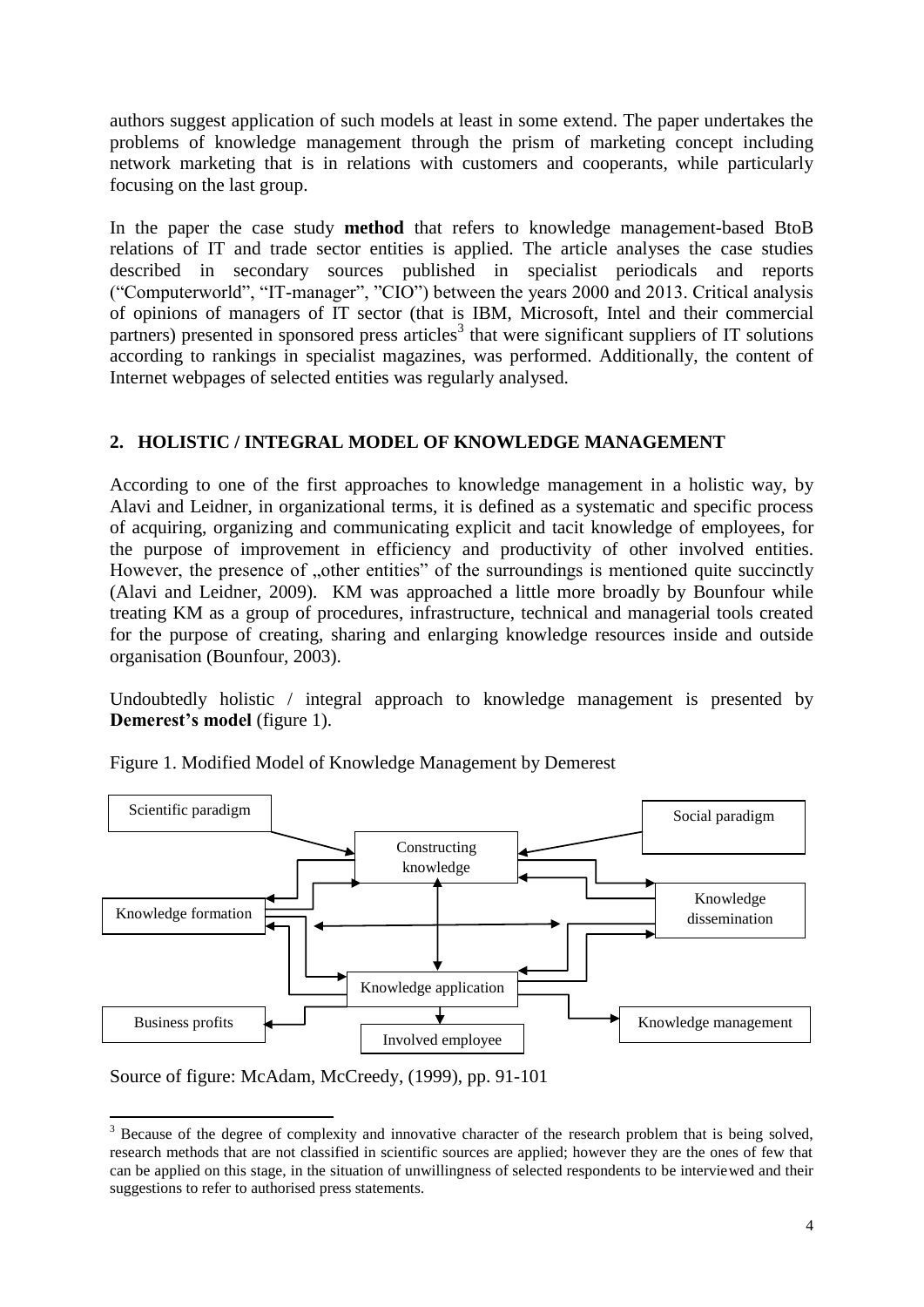authors suggest application of such models at least in some extend. The paper undertakes the problems of knowledge management through the prism of marketing concept including network marketing that is in relations with customers and cooperants, while particularly focusing on the last group.

In the paper the case study **method** that refers to knowledge management-based BtoB relations of IT and trade sector entities is applied. The article analyses the case studies described in secondary sources published in specialist periodicals and reports ("Computerworld", "IT-manager", "CIO") between the years 2000 and 2013. Critical analysis of opinions of managers of IT sector (that is IBM, Microsoft, Intel and their commercial partners) presented in sponsored press articles[3] that were significant suppliers of IT solutions according to rankings in specialist magazines, was performed. Additionally, the content of Internet webpages of selected entities was regularly analysed.

## 2. HOLISTIC / INTEGRAL MODEL OF KNOWLEDGE MANAGEMENT

According to one of the first approaches to knowledge management in a holistic way, by Alavi and Leidner, in organizational terms, it is defined as a systematic and specific process of acquiring, organizing and communicating explicit and tacit knowledge of employees, for the purpose of improvement in efficiency and productivity of other involved entities. However, the presence of „other entities" of the surroundings is mentioned quite succinctly (Alavi and Leidner, 2009). KM was approached a little more broadly by Bounfour while treating KM as a group of procedures, infrastructure, technical and managerial tools created for the purpose of creating, sharing and enlarging knowledge resources inside and outside organisation (Bounfour, 2003).

Undoubtedly holistic / integral approach to knowledge management is presented by **Demerest's model** (figure 1).

Figure 1. Modified Model of Knowledge Management by Demerest

Scientific paradigm | Social paradigm | Constructing knowledge | Knowledge formation | Knowledge dissemination | Knowledge application | Business profits | Involved employee | Knowledge management

Source of figure: McAdam, McCreedy, (1999), pp. 91-101

[3] Because of the degree of complexity and innovative character of the research problem that is being solved, research methods that are not classified in scientific sources are applied; however they are the ones of few that can be applied on this stage, in the situation of unwillingness of selected respondents to be interviewed and their suggestions to refer to authorised press statements.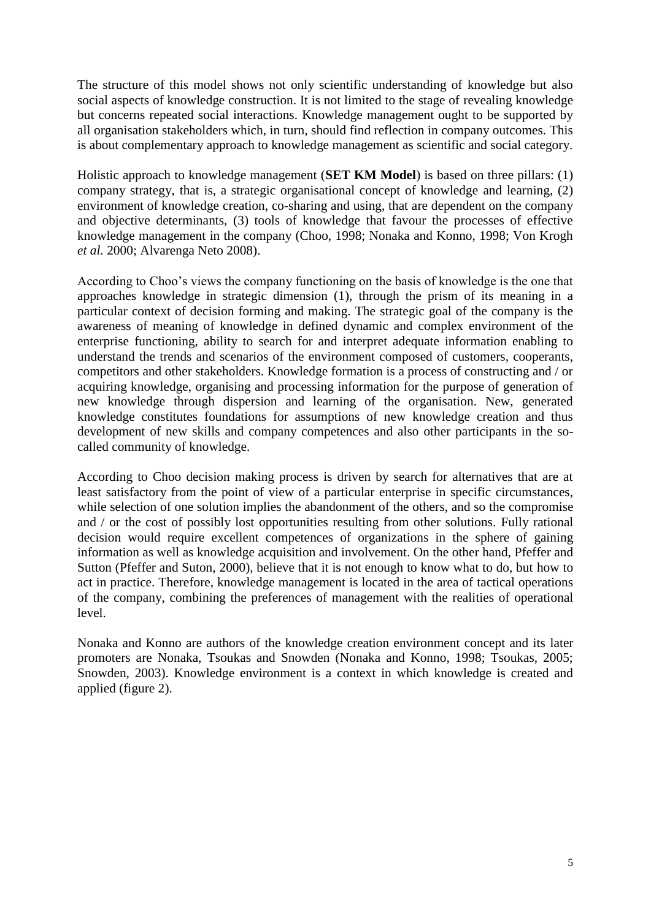The structure of this model shows not only scientific understanding of knowledge but also social aspects of knowledge construction. It is not limited to the stage of revealing knowledge but concerns repeated social interactions. Knowledge management ought to be supported by all organisation stakeholders which, in turn, should find reflection in company outcomes. This is about complementary approach to knowledge management as scientific and social category.

Holistic approach to knowledge management (**SET KM Model**) is based on three pillars: (1) company strategy, that is, a strategic organisational concept of knowledge and learning, (2) environment of knowledge creation, co-sharing and using, that are dependent on the company and objective determinants, (3) tools of knowledge that favour the processes of effective knowledge management in the company (Choo, 1998; Nonaka and Konno, 1998; Von Krogh *et al.* 2000; Alvarenga Neto 2008).

According to Choo's views the company functioning on the basis of knowledge is the one that approaches knowledge in strategic dimension (1), through the prism of its meaning in a particular context of decision forming and making. The strategic goal of the company is the awareness of meaning of knowledge in defined dynamic and complex environment of the enterprise functioning, ability to search for and interpret adequate information enabling to understand the trends and scenarios of the environment composed of customers, cooperants, competitors and other stakeholders. Knowledge formation is a process of constructing and / or acquiring knowledge, organising and processing information for the purpose of generation of new knowledge through dispersion and learning of the organisation. New, generated knowledge constitutes foundations for assumptions of new knowledge creation and thus development of new skills and company competences and also other participants in the so-called community of knowledge.

According to Choo decision making process is driven by search for alternatives that are at least satisfactory from the point of view of a particular enterprise in specific circumstances, while selection of one solution implies the abandonment of the others, and so the compromise and / or the cost of possibly lost opportunities resulting from other solutions. Fully rational decision would require excellent competences of organizations in the sphere of gaining information as well as knowledge acquisition and involvement. On the other hand, Pfeffer and Sutton (Pfeffer and Suton, 2000), believe that it is not enough to know what to do, but how to act in practice. Therefore, knowledge management is located in the area of tactical operations of the company, combining the preferences of management with the realities of operational level.

Nonaka and Konno are authors of the knowledge creation environment concept and its later promoters are Nonaka, Tsoukas and Snowden (Nonaka and Konno, 1998; Tsoukas, 2005; Snowden, 2003). Knowledge environment is a context in which knowledge is created and applied (figure 2).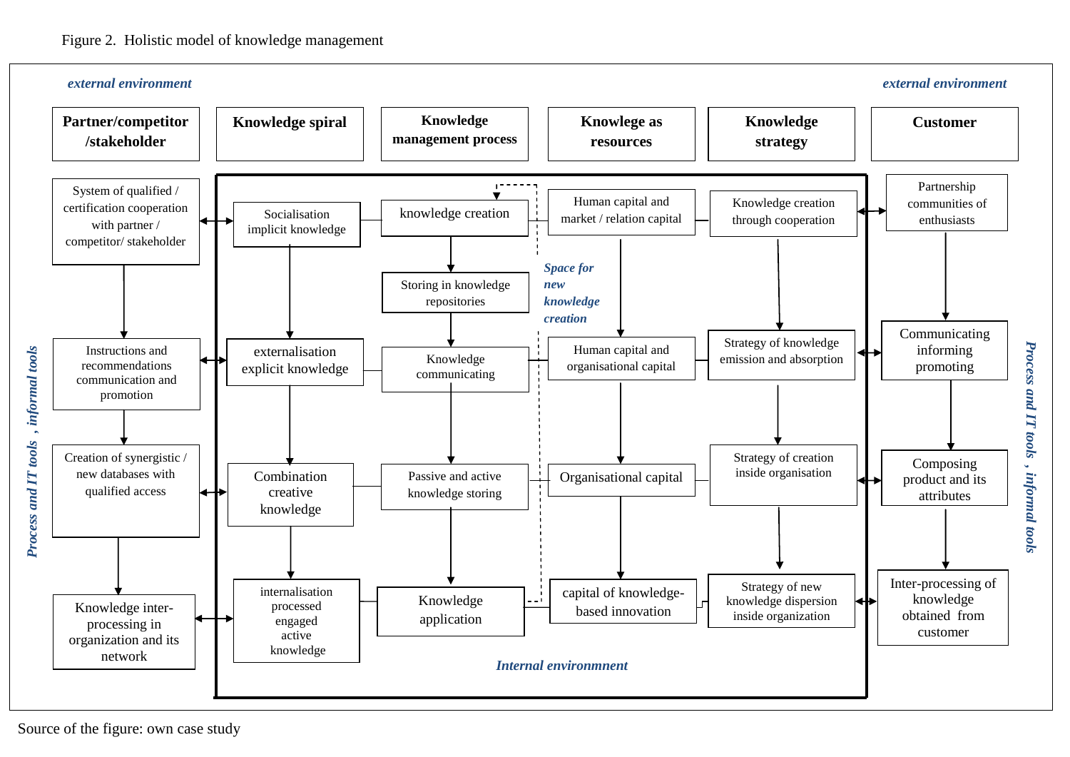Figure 2. Holistic model of knowledge management

*external environment* | *external environment*

| Partner/competitor /stakeholder | Knowledge spiral | Knowledge management process | Knowlege as resources | Knowledge strategy | Customer |
|---|---|---|---|---|---|
| System of qualified / certification cooperation with partner / competitor/ stakeholder | Socialisation implicit knowledge | knowledge creation | Human capital and market / relation capital | Knowledge creation through cooperation | Partnership communities of enthusiasts |
| | | Storing in knowledge repositories | | | |
| Instructions and recommendations communication and promotion | externalisation explicit knowledge | Knowledge communicating | Human capital and organisational capital | Strategy of knowledge emission and absorption | Communicating informing promoting |
| Creation of synergistic / new databases with qualified access | Combination creative knowledge | Passive and active knowledge storing | Organisational capital | Strategy of creation inside organisation | Composing product and its attributes |
| Knowledge inter-processing in organization and its network | internalisation processed engaged active knowledge | Knowledge application | capital of knowledge-based innovation | Strategy of new knowledge dispersion inside organization | Inter-processing of knowledge obtained from customer |

*Space for new knowledge creation*

*Internal environmnent*

*Process and IT tools , informal tools*

Source of the figure: own case study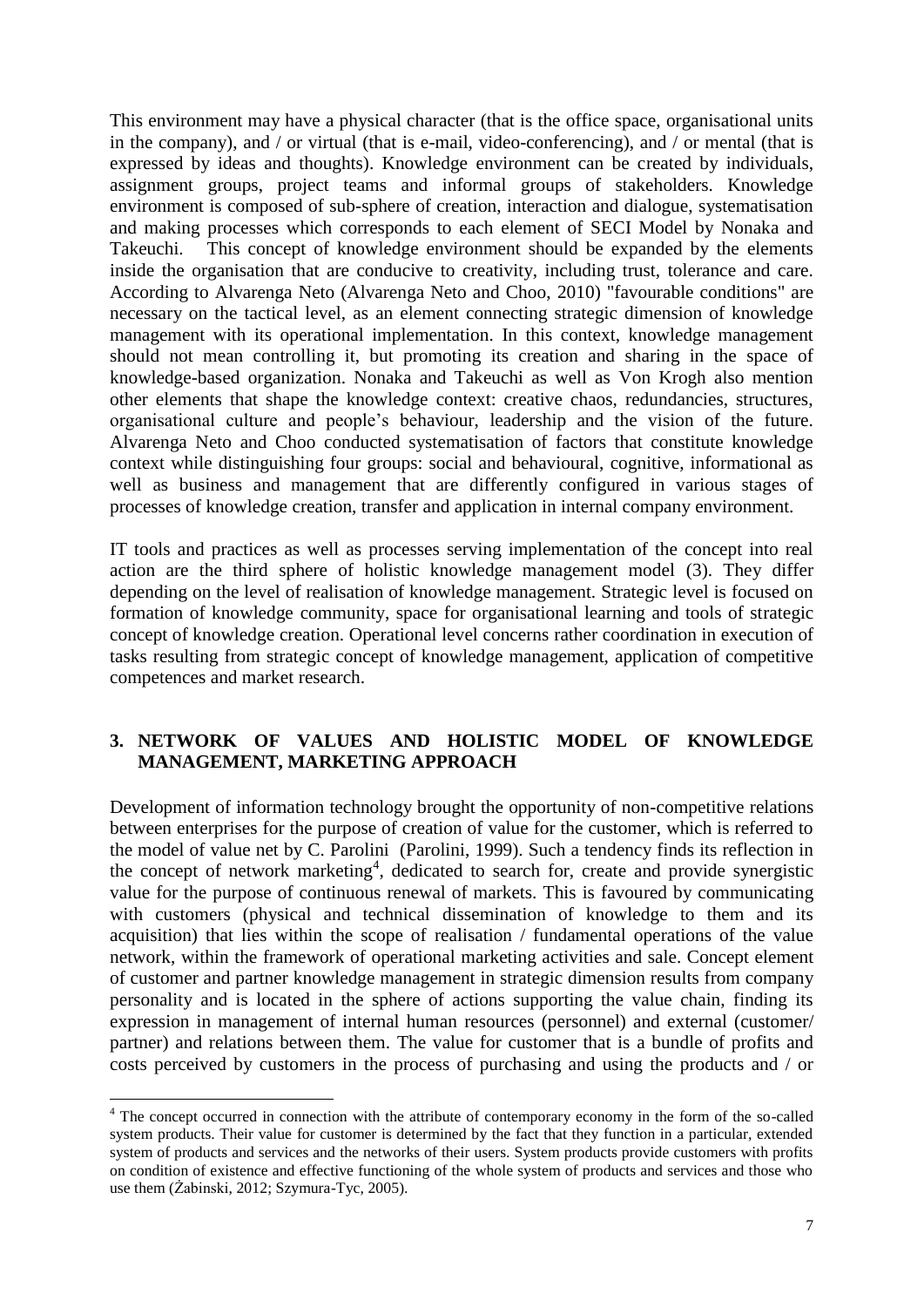This environment may have a physical character (that is the office space, organisational units in the company), and / or virtual (that is e-mail, video-conferencing), and / or mental (that is expressed by ideas and thoughts). Knowledge environment can be created by individuals, assignment groups, project teams and informal groups of stakeholders. Knowledge environment is composed of sub-sphere of creation, interaction and dialogue, systematisation and making processes which corresponds to each element of SECI Model by Nonaka and Takeuchi. This concept of knowledge environment should be expanded by the elements inside the organisation that are conducive to creativity, including trust, tolerance and care. According to Alvarenga Neto (Alvarenga Neto and Choo, 2010) "favourable conditions" are necessary on the tactical level, as an element connecting strategic dimension of knowledge management with its operational implementation. In this context, knowledge management should not mean controlling it, but promoting its creation and sharing in the space of knowledge-based organization. Nonaka and Takeuchi as well as Von Krogh also mention other elements that shape the knowledge context: creative chaos, redundancies, structures, organisational culture and people's behaviour, leadership and the vision of the future. Alvarenga Neto and Choo conducted systematisation of factors that constitute knowledge context while distinguishing four groups: social and behavioural, cognitive, informational as well as business and management that are differently configured in various stages of processes of knowledge creation, transfer and application in internal company environment.

IT tools and practices as well as processes serving implementation of the concept into real action are the third sphere of holistic knowledge management model (3). They differ depending on the level of realisation of knowledge management. Strategic level is focused on formation of knowledge community, space for organisational learning and tools of strategic concept of knowledge creation. Operational level concerns rather coordination in execution of tasks resulting from strategic concept of knowledge management, application of competitive competences and market research.

## 3. NETWORK OF VALUES AND HOLISTIC MODEL OF KNOWLEDGE MANAGEMENT, MARKETING APPROACH

Development of information technology brought the opportunity of non-competitive relations between enterprises for the purpose of creation of value for the customer, which is referred to the model of value net by C. Parolini (Parolini, 1999). Such a tendency finds its reflection in the concept of network marketing[4], dedicated to search for, create and provide synergistic value for the purpose of continuous renewal of markets. This is favoured by communicating with customers (physical and technical dissemination of knowledge to them and its acquisition) that lies within the scope of realisation / fundamental operations of the value network, within the framework of operational marketing activities and sale. Concept element of customer and partner knowledge management in strategic dimension results from company personality and is located in the sphere of actions supporting the value chain, finding its expression in management of internal human resources (personnel) and external (customer/ partner) and relations between them. The value for customer that is a bundle of profits and costs perceived by customers in the process of purchasing and using the products and / or

[4] The concept occurred in connection with the attribute of contemporary economy in the form of the so-called system products. Their value for customer is determined by the fact that they function in a particular, extended system of products and services and the networks of their users. System products provide customers with profits on condition of existence and effective functioning of the whole system of products and services and those who use them (Żabinski, 2012; Szymura-Tyc, 2005).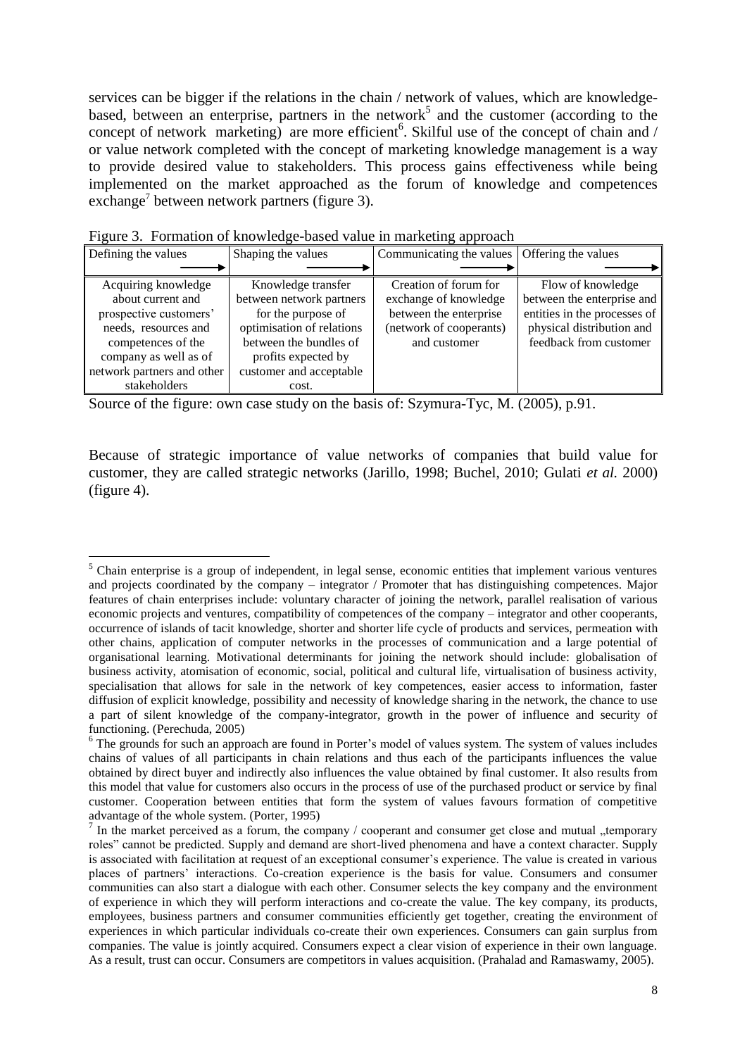services can be bigger if the relations in the chain / network of values, which are knowledge-based, between an enterprise, partners in the network[5] and the customer (according to the concept of network marketing) are more efficient[6]. Skilful use of the concept of chain and / or value network completed with the concept of marketing knowledge management is a way to provide desired value to stakeholders. This process gains effectiveness while being implemented on the market approached as the forum of knowledge and competences exchange[7] between network partners (figure 3).

Figure 3. Formation of knowledge-based value in marketing approach

| Defining the values → | Shaping the values → | Communicating the values → | Offering the values → |
|---|---|---|---|
| Acquiring knowledge about current and prospective customers' needs, resources and competences of the company as well as of network partners and other stakeholders | Knowledge transfer between network partners for the purpose of optimisation of relations between the bundles of profits expected by customer and acceptable cost. | Creation of forum for exchange of knowledge between the enterprise (network of cooperants) and customer | Flow of knowledge between the enterprise and entities in the processes of physical distribution and feedback from customer |

Source of the figure: own case study on the basis of: Szymura-Tyc, M. (2005), p.91.

Because of strategic importance of value networks of companies that build value for customer, they are called strategic networks (Jarillo, 1998; Buchel, 2010; Gulati *et al.* 2000) (figure 4).

---

[5] Chain enterprise is a group of independent, in legal sense, economic entities that implement various ventures and projects coordinated by the company – integrator / Promoter that has distinguishing competences. Major features of chain enterprises include: voluntary character of joining the network, parallel realisation of various economic projects and ventures, compatibility of competences of the company – integrator and other cooperants, occurrence of islands of tacit knowledge, shorter and shorter life cycle of products and services, permeation with other chains, application of computer networks in the processes of communication and a large potential of organisational learning. Motivational determinants for joining the network should include: globalisation of business activity, atomisation of economic, social, political and cultural life, virtualisation of business activity, specialisation that allows for sale in the network of key competences, easier access to information, faster diffusion of explicit knowledge, possibility and necessity of knowledge sharing in the network, the chance to use a part of silent knowledge of the company-integrator, growth in the power of influence and security of functioning. (Perechuda, 2005)

[6] The grounds for such an approach are found in Porter's model of values system. The system of values includes chains of values of all participants in chain relations and thus each of the participants influences the value obtained by direct buyer and indirectly also influences the value obtained by final customer. It also results from this model that value for customers also occurs in the process of use of the purchased product or service by final customer. Cooperation between entities that form the system of values favours formation of competitive advantage of the whole system. (Porter, 1995)

[7] In the market perceived as a forum, the company / cooperant and consumer get close and mutual „temporary roles" cannot be predicted. Supply and demand are short-lived phenomena and have a context character. Supply is associated with facilitation at request of an exceptional consumer's experience. The value is created in various places of partners' interactions. Co-creation experience is the basis for value. Consumers and consumer communities can also start a dialogue with each other. Consumer selects the key company and the environment of experience in which they will perform interactions and co-create the value. The key company, its products, employees, business partners and consumer communities efficiently get together, creating the environment of experiences in which particular individuals co-create their own experiences. Consumers can gain surplus from companies. The value is jointly acquired. Consumers expect a clear vision of experience in their own language. As a result, trust can occur. Consumers are competitors in values acquisition. (Prahalad and Ramaswamy, 2005).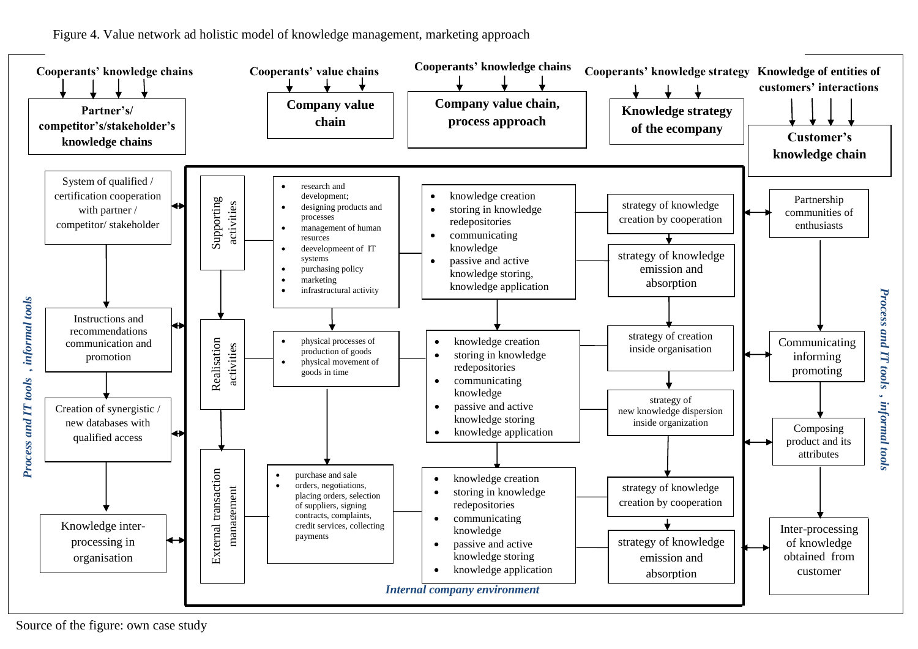Figure 4. Value network ad holistic model of knowledge management, marketing approach

**Cooperants' knowledge chains** → **Partner's/ competitor's/stakeholder's knowledge chains**

**Cooperants' value chains** → **Company value chain**

**Cooperants' knowledge chains** → **Company value chain, process approach**

**Cooperants' knowledge strategy** → **Knowledge strategy of the ecompany**

**Knowledge of entities of customers' interactions** → **Customer's knowledge chain**

*Process and IT tools , informal tools*

- System of qualified / certification cooperation with partner / competitor/ stakeholder
- Instructions and recommendations communication and promotion
- Creation of synergistic / new databases with qualified access
- Knowledge inter-processing in organisation

*Internal company environment*

Supporting activities
- research and development;
- designing products and processes
- management of human resurces
- deevelopeement of IT systems
- purchasing policy
- marketing
- infrastructural activity

- knowledge creation
- storing in knowledge redepositories
- communicating knowledge
- passive and active knowledge storing, knowledge application

strategy of knowledge creation by cooperation

strategy of knowledge emission and absorption

Realisation activities
- physical processes of production of goods
- physical movement of goods in time

- knowledge creation
- storing in knowledge redepositories
- communicating knowledge
- passive and active knowledge storing
- knowledge application

strategy of creation inside organisation

strategy of new knowledge dispersion inside organization

External transaction management
- purchase and sale
- orders, negotiations, placing orders, selection of suppliers, signing contracts, complaints, credit services, collecting payments

- knowledge creation
- storing in knowledge redepositories
- communicating knowledge
- passive and active knowledge storing
- knowledge application

strategy of knowledge creation by cooperation

strategy of knowledge emission and absorption

*Process and IT tools , informal tools*

- Partnership communities of enthusiasts
- Communicating informing promoting
- Composing product and its attributes
- Inter-processing of knowledge obtained from customer

Source of the figure: own case study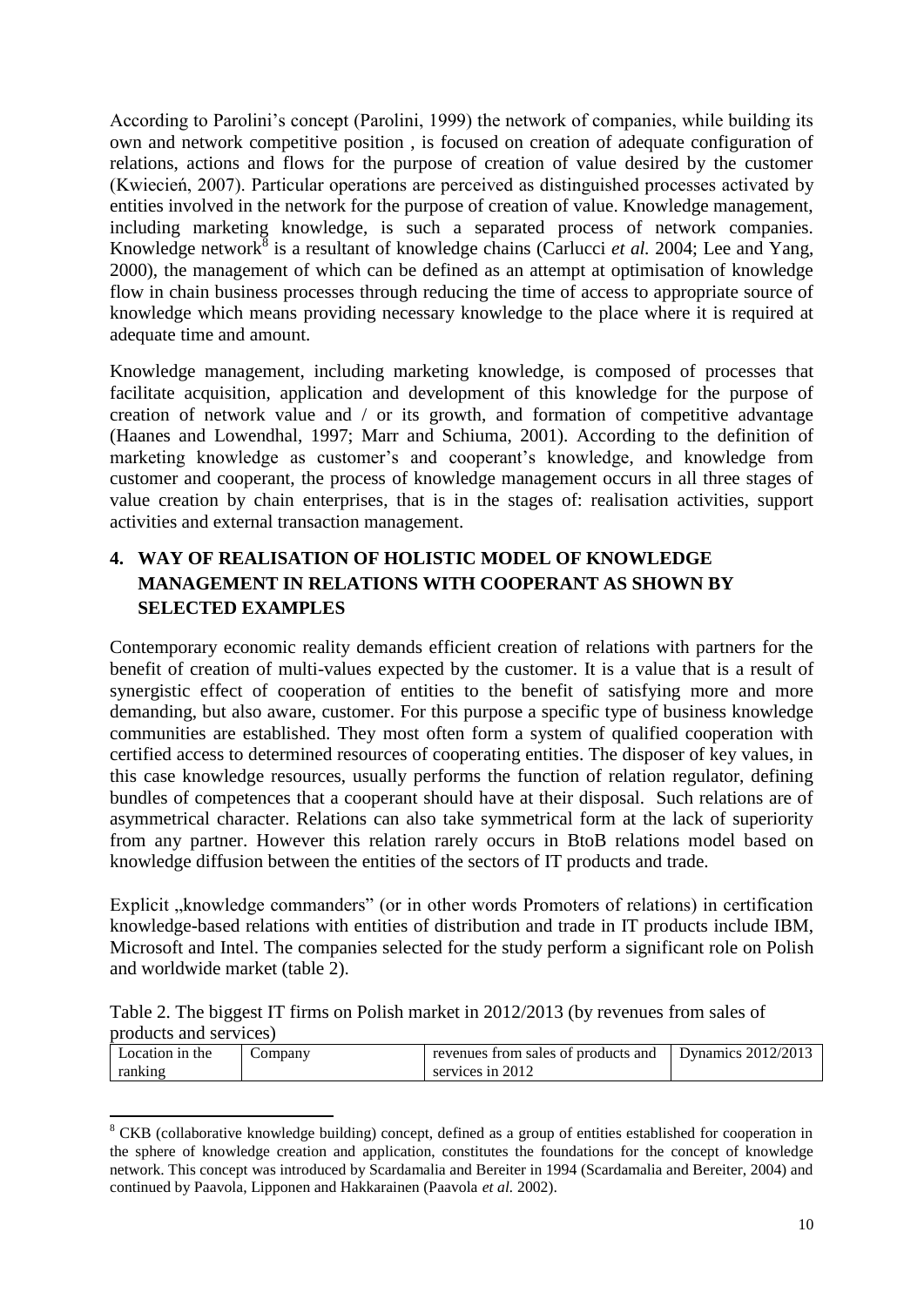According to Parolini's concept (Parolini, 1999) the network of companies, while building its own and network competitive position , is focused on creation of adequate configuration of relations, actions and flows for the purpose of creation of value desired by the customer (Kwiecień, 2007). Particular operations are perceived as distinguished processes activated by entities involved in the network for the purpose of creation of value. Knowledge management, including marketing knowledge, is such a separated process of network companies. Knowledge network[8] is a resultant of knowledge chains (Carlucci *et al.* 2004; Lee and Yang, 2000), the management of which can be defined as an attempt at optimisation of knowledge flow in chain business processes through reducing the time of access to appropriate source of knowledge which means providing necessary knowledge to the place where it is required at adequate time and amount.

Knowledge management, including marketing knowledge, is composed of processes that facilitate acquisition, application and development of this knowledge for the purpose of creation of network value and / or its growth, and formation of competitive advantage (Haanes and Lowendhal, 1997; Marr and Schiuma, 2001). According to the definition of marketing knowledge as customer's and cooperant's knowledge, and knowledge from customer and cooperant, the process of knowledge management occurs in all three stages of value creation by chain enterprises, that is in the stages of: realisation activities, support activities and external transaction management.

## 4. WAY OF REALISATION OF HOLISTIC MODEL OF KNOWLEDGE MANAGEMENT IN RELATIONS WITH COOPERANT AS SHOWN BY SELECTED EXAMPLES

Contemporary economic reality demands efficient creation of relations with partners for the benefit of creation of multi-values expected by the customer. It is a value that is a result of synergistic effect of cooperation of entities to the benefit of satisfying more and more demanding, but also aware, customer. For this purpose a specific type of business knowledge communities are established. They most often form a system of qualified cooperation with certified access to determined resources of cooperating entities. The disposer of key values, in this case knowledge resources, usually performs the function of relation regulator, defining bundles of competences that a cooperant should have at their disposal. Such relations are of asymmetrical character. Relations can also take symmetrical form at the lack of superiority from any partner. However this relation rarely occurs in BtoB relations model based on knowledge diffusion between the entities of the sectors of IT products and trade.

Explicit „knowledge commanders" (or in other words Promoters of relations) in certification knowledge-based relations with entities of distribution and trade in IT products include IBM, Microsoft and Intel. The companies selected for the study perform a significant role on Polish and worldwide market (table 2).

Table 2. The biggest IT firms on Polish market in 2012/2013 (by revenues from sales of products and services)

| Location in the ranking | Company | revenues from sales of products and services in 2012 | Dynamics 2012/2013 |
|---|---|---|---|

[8] CKB (collaborative knowledge building) concept, defined as a group of entities established for cooperation in the sphere of knowledge creation and application, constitutes the foundations for the concept of knowledge network. This concept was introduced by Scardamalia and Bereiter in 1994 (Scardamalia and Bereiter, 2004) and continued by Paavola, Lipponen and Hakkarainen (Paavola *et al.* 2002).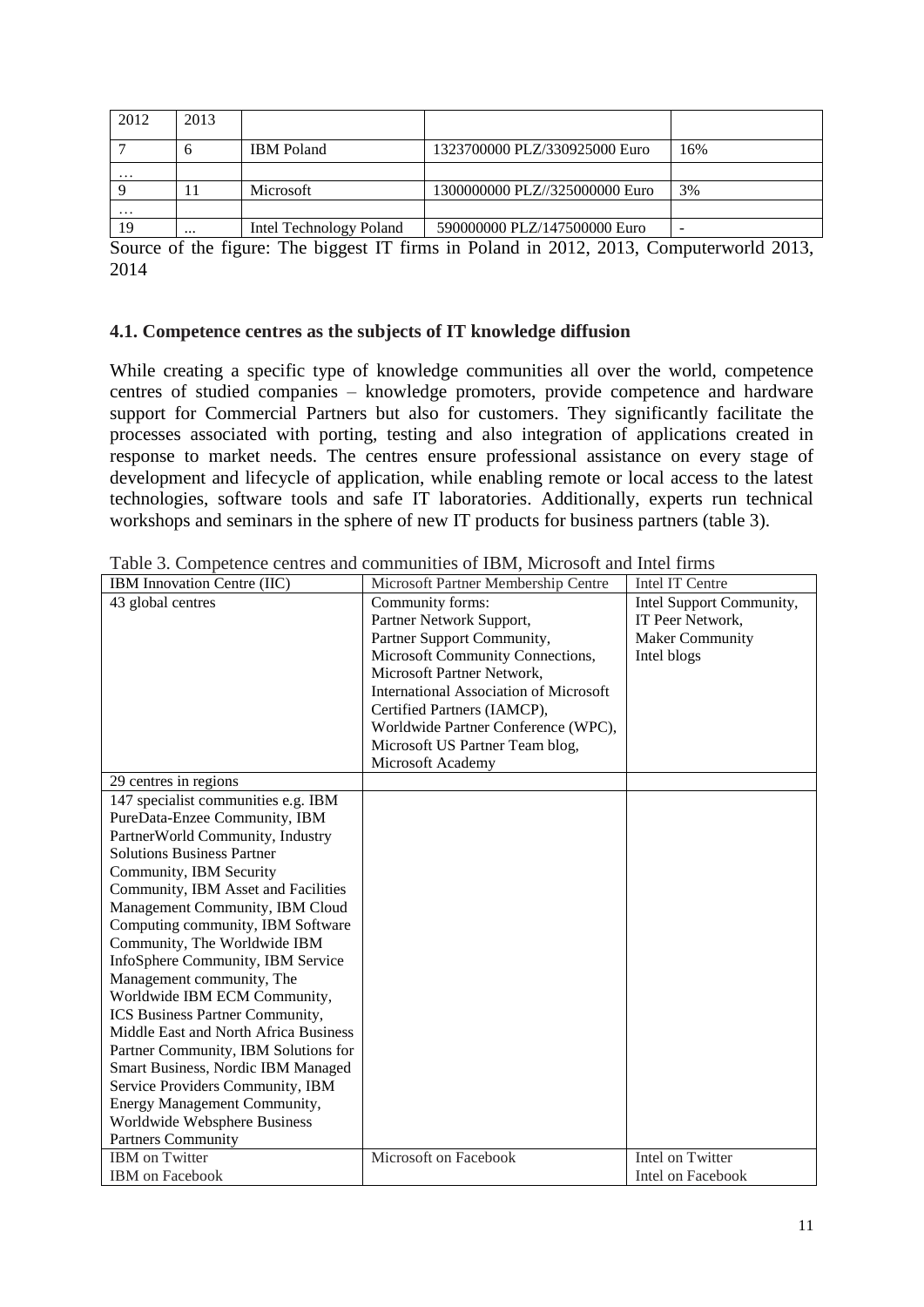| 2012 | 2013 | | | |
|---|---|---|---|---|
| 7 | 6 | IBM Poland | 1323700000 PLZ/330925000 Euro | 16% |
| … | | | | |
| 9 | 11 | Microsoft | 1300000000 PLZ//325000000 Euro | 3% |
| … | | | | |
| 19 | ... | Intel Technology Poland | 590000000 PLZ/147500000 Euro | - |

Source of the figure: The biggest IT firms in Poland in 2012, 2013, Computerworld 2013, 2014

### 4.1. Competence centres as the subjects of IT knowledge diffusion

While creating a specific type of knowledge communities all over the world, competence centres of studied companies – knowledge promoters, provide competence and hardware support for Commercial Partners but also for customers. They significantly facilitate the processes associated with porting, testing and also integration of applications created in response to market needs. The centres ensure professional assistance on every stage of development and lifecycle of application, while enabling remote or local access to the latest technologies, software tools and safe IT laboratories. Additionally, experts run technical workshops and seminars in the sphere of new IT products for business partners (table 3).

Table 3. Competence centres and communities of IBM, Microsoft and Intel firms

| IBM Innovation Centre (IIC) | Microsoft Partner Membership Centre | Intel IT Centre |
|---|---|---|
| 43 global centres | Community forms: Partner Network Support, Partner Support Community, Microsoft Community Connections, Microsoft Partner Network, International Association of Microsoft Certified Partners (IAMCP), Worldwide Partner Conference (WPC), Microsoft US Partner Team blog, Microsoft Academy | Intel Support Community, IT Peer Network, Maker Community Intel blogs |
| 29 centres in regions | | |
| 147 specialist communities e.g. IBM PureData-Enzee Community, IBM PartnerWorld Community, Industry Solutions Business Partner Community, IBM Security Community, IBM Asset and Facilities Management Community, IBM Cloud Computing community, IBM Software Community, The Worldwide IBM InfoSphere Community, IBM Service Management community, The Worldwide IBM ECM Community, ICS Business Partner Community, Middle East and North Africa Business Partner Community, IBM Solutions for Smart Business, Nordic IBM Managed Service Providers Community, IBM Energy Management Community, Worldwide Websphere Business Partners Community | | |
| IBM on Twitter IBM on Facebook | Microsoft on Facebook | Intel on Twitter Intel on Facebook |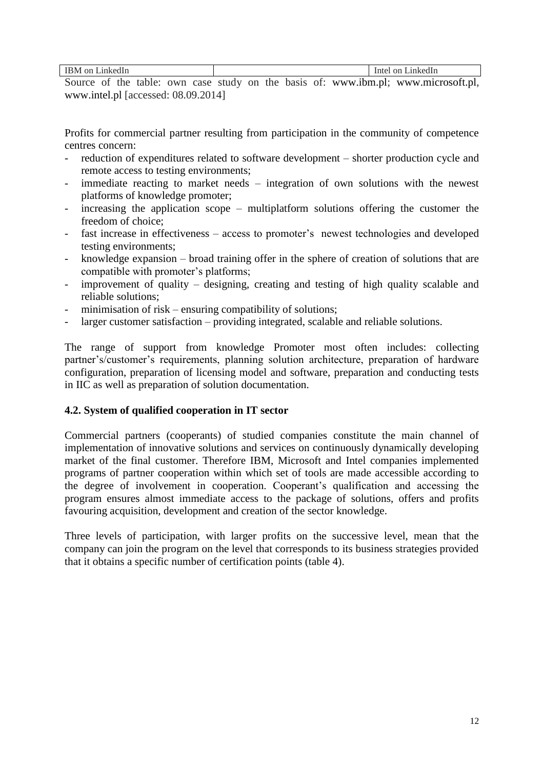| IBM on LinkedIn | | Intel on LinkedIn |
|---|---|---|

Source of the table: own case study on the basis of: www.ibm.pl; www.microsoft.pl, www.intel.pl [accessed: 08.09.2014]

Profits for commercial partner resulting from participation in the community of competence centres concern:

- reduction of expenditures related to software development – shorter production cycle and remote access to testing environments;
- immediate reacting to market needs – integration of own solutions with the newest platforms of knowledge promoter;
- increasing the application scope – multiplatform solutions offering the customer the freedom of choice;
- fast increase in effectiveness – access to promoter's newest technologies and developed testing environments;
- knowledge expansion – broad training offer in the sphere of creation of solutions that are compatible with promoter's platforms;
- improvement of quality – designing, creating and testing of high quality scalable and reliable solutions;
- minimisation of risk – ensuring compatibility of solutions;
- larger customer satisfaction – providing integrated, scalable and reliable solutions.

The range of support from knowledge Promoter most often includes: collecting partner's/customer's requirements, planning solution architecture, preparation of hardware configuration, preparation of licensing model and software, preparation and conducting tests in IIC as well as preparation of solution documentation.

### 4.2. System of qualified cooperation in IT sector

Commercial partners (cooperants) of studied companies constitute the main channel of implementation of innovative solutions and services on continuously dynamically developing market of the final customer. Therefore IBM, Microsoft and Intel companies implemented programs of partner cooperation within which set of tools are made accessible according to the degree of involvement in cooperation. Cooperant's qualification and accessing the program ensures almost immediate access to the package of solutions, offers and profits favouring acquisition, development and creation of the sector knowledge.

Three levels of participation, with larger profits on the successive level, mean that the company can join the program on the level that corresponds to its business strategies provided that it obtains a specific number of certification points (table 4).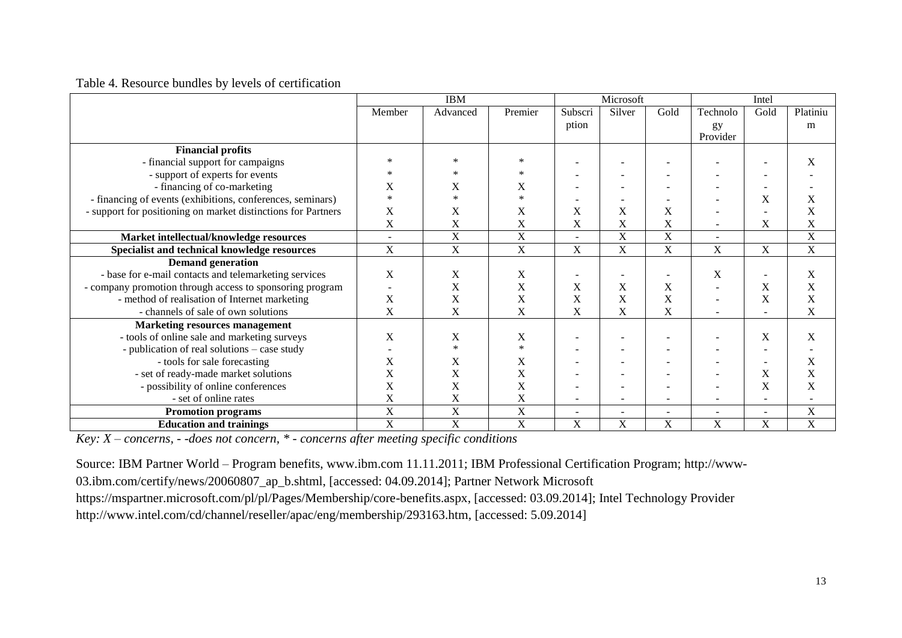Table 4. Resource bundles by levels of certification

| | IBM | | | Microsoft | | | Intel | | |
|---|---|---|---|---|---|---|---|---|---|
| | Member | Advanced | Premier | Subscription | Silver | Gold | Technology Provider | Gold | Platinium |
| **Financial profits** | | | | | | | | | |
| - financial support for campaigns | * | * | * | - | - | - | - | - | X |
| - support of experts for events | * | * | * | - | - | - | - | - | - |
| - financing of co-marketing | X | X | X | - | - | - | - | - | - |
| - financing of events (exhibitions, conferences, seminars) | * | * | * | - | - | - | - | X | X |
| - support for positioning on market distinctions for Partners | X | X | X | X | X | X | - | - | X |
| | X | X | X | X | X | X | - | X | X |
| **Market intellectual/knowledge resources** | - | X | X | - | X | X | - | | X |
| **Specialist and technical knowledge resources** | X | X | X | X | X | X | X | X | X |
| **Demand generation** | | | | | | | | | |
| - base for e-mail contacts and telemarketing services | X | X | X | - | - | - | X | - | X |
| - company promotion through access to sponsoring program | - | X | X | X | X | X | - | X | X |
| - method of realisation of Internet marketing | X | X | X | X | X | X | - | X | X |
| - channels of sale of own solutions | X | X | X | X | X | X | - | - | X |
| **Marketing resources management** | | | | | | | | | |
| - tools of online sale and marketing surveys | X | X | X | - | - | - | - | X | X |
| - publication of real solutions – case study | - | * | * | - | - | - | - | - | - |
| - tools for sale forecasting | X | X | X | - | - | - | - | - | X |
| - set of ready-made market solutions | X | X | X | - | - | - | - | X | X |
| - possibility of online conferences | X | X | X | - | - | - | - | X | X |
| - set of online rates | X | X | X | - | - | - | - | - | - |
| **Promotion programs** | X | X | X | - | - | - | - | - | X |
| **Education and trainings** | X | X | X | X | X | X | X | X | X |

*Key: X – concerns, - -does not concern, * - concerns after meeting specific conditions*

Source: IBM Partner World – Program benefits, www.ibm.com 11.11.2011; IBM Professional Certification Program; http://www-03.ibm.com/certify/news/20060807_ap_b.shtml, [accessed: 04.09.2014]; Partner Network Microsoft https://mspartner.microsoft.com/pl/pl/Pages/Membership/core-benefits.aspx, [accessed: 03.09.2014]; Intel Technology Provider http://www.intel.com/cd/channel/reseller/apac/eng/membership/293163.htm, [accessed: 5.09.2014]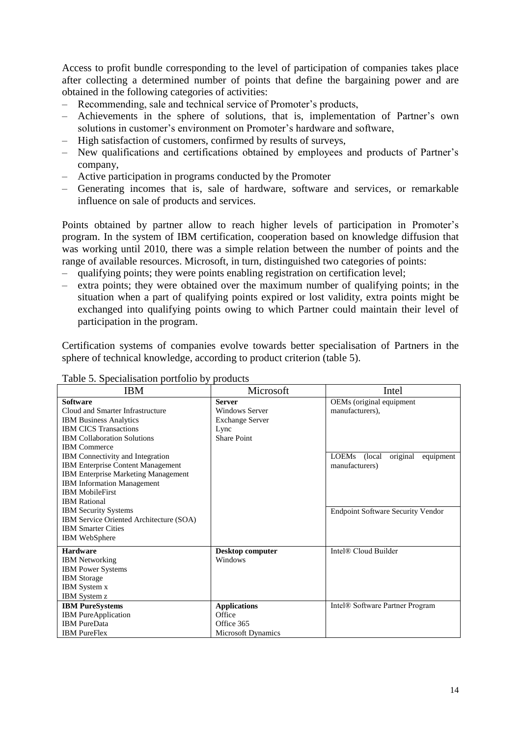Access to profit bundle corresponding to the level of participation of companies takes place after collecting a determined number of points that define the bargaining power and are obtained in the following categories of activities:

- Recommending, sale and technical service of Promoter's products,
- Achievements in the sphere of solutions, that is, implementation of Partner's own solutions in customer's environment on Promoter's hardware and software,
- High satisfaction of customers, confirmed by results of surveys,
- New qualifications and certifications obtained by employees and products of Partner's company,
- Active participation in programs conducted by the Promoter
- Generating incomes that is, sale of hardware, software and services, or remarkable influence on sale of products and services.

Points obtained by partner allow to reach higher levels of participation in Promoter's program. In the system of IBM certification, cooperation based on knowledge diffusion that was working until 2010, there was a simple relation between the number of points and the range of available resources. Microsoft, in turn, distinguished two categories of points:

- qualifying points; they were points enabling registration on certification level;
- extra points; they were obtained over the maximum number of qualifying points; in the situation when a part of qualifying points expired or lost validity, extra points might be exchanged into qualifying points owing to which Partner could maintain their level of participation in the program.

Certification systems of companies evolve towards better specialisation of Partners in the sphere of technical knowledge, according to product criterion (table 5).

Table 5. Specialisation portfolio by products

| IBM | Microsoft | Intel |
|---|---|---|
| **Software**<br>Cloud and Smarter Infrastructure<br>IBM Business Analytics<br>IBM CICS Transactions<br>IBM Collaboration Solutions<br>IBM Commerce<br>IBM Connectivity and Integration<br>IBM Enterprise Content Management<br>IBM Enterprise Marketing Management<br>IBM Information Management<br>IBM MobileFirst<br>IBM Rational<br>IBM Security Systems<br>IBM Service Oriented Architecture (SOA)<br>IBM Smarter Cities<br>IBM WebSphere | **Server**<br>Windows Server<br>Exchange Server<br>Lync<br>Share Point | OEMs (original equipment manufacturers),<br>LOEMs (local original equipment manufacturers)<br>Endpoint Software Security Vendor |
| **Hardware**<br>IBM Networking<br>IBM Power Systems<br>IBM Storage<br>IBM System x<br>IBM System z | **Desktop computer**<br>Windows | Intel® Cloud Builder |
| **IBM PureSystems**<br>IBM PureApplication<br>IBM PureData<br>IBM PureFlex | **Applications**<br>Office<br>Office 365<br>Microsoft Dynamics | Intel® Software Partner Program |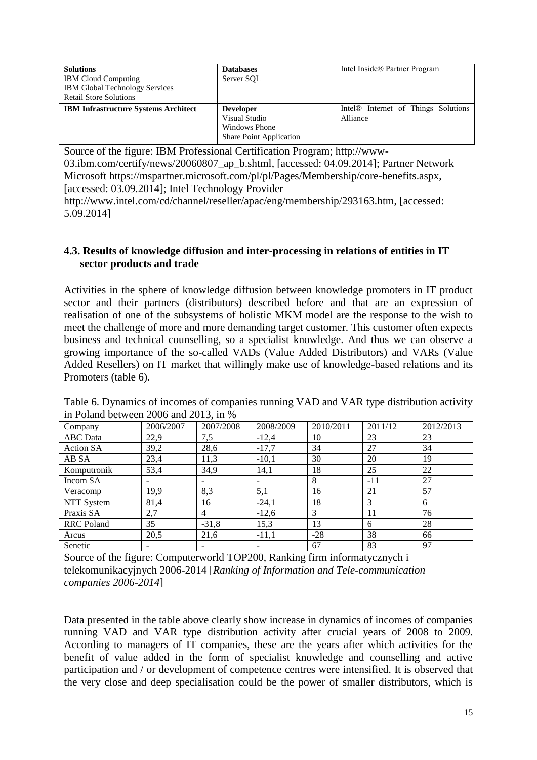| **Solutions**<br>IBM Cloud Computing<br>IBM Global Technology Services<br>Retail Store Solutions | **Databases**<br>Server SQL | Intel Inside® Partner Program |
|---|---|---|
| **IBM Infrastructure Systems Architect** | **Developer**<br>Visual Studio<br>Windows Phone<br>Share Point Application | Intel® Internet of Things Solutions Alliance |

Source of the figure: IBM Professional Certification Program; http://www-03.ibm.com/certify/news/20060807_ap_b.shtml, [accessed: 04.09.2014]; Partner Network Microsoft https://mspartner.microsoft.com/pl/pl/Pages/Membership/core-benefits.aspx, [accessed: 03.09.2014]; Intel Technology Provider http://www.intel.com/cd/channel/reseller/apac/eng/membership/293163.htm, [accessed: 5.09.2014]

### 4.3. Results of knowledge diffusion and inter-processing in relations of entities in IT sector products and trade

Activities in the sphere of knowledge diffusion between knowledge promoters in IT product sector and their partners (distributors) described before and that are an expression of realisation of one of the subsystems of holistic MKM model are the response to the wish to meet the challenge of more and more demanding target customer. This customer often expects business and technical counselling, so a specialist knowledge. And thus we can observe a growing importance of the so-called VADs (Value Added Distributors) and VARs (Value Added Resellers) on IT market that willingly make use of knowledge-based relations and its Promoters (table 6).

Table 6. Dynamics of incomes of companies running VAD and VAR type distribution activity in Poland between 2006 and 2013, in %

| Company | 2006/2007 | 2007/2008 | 2008/2009 | 2010/2011 | 2011/12 | 2012/2013 |
|---|---|---|---|---|---|---|
| ABC Data | 22,9 | 7,5 | -12,4 | 10 | 23 | 23 |
| Action SA | 39,2 | 28,6 | -17,7 | 34 | 27 | 34 |
| AB SA | 23,4 | 11,3 | -10,1 | 30 | 20 | 19 |
| Komputronik | 53,4 | 34,9 | 14,1 | 18 | 25 | 22 |
| Incom SA | - | - | - | 8 | -11 | 27 |
| Veracomp | 19,9 | 8,3 | 5,1 | 16 | 21 | 57 |
| NTT System | 81,4 | 16 | -24,1 | 18 | 3 | 6 |
| Praxis SA | 2,7 | 4 | -12,6 | 3 | 11 | 76 |
| RRC Poland | 35 | -31,8 | 15,3 | 13 | 6 | 28 |
| Arcus | 20,5 | 21,6 | -11,1 | -28 | 38 | 66 |
| Senetic | - | - | - | 67 | 83 | 97 |

Source of the figure: Computerworld TOP200, Ranking firm informatycznych i telekomunikacyjnych 2006-2014 [*Ranking of Information and Tele-communication companies 2006-2014*]

Data presented in the table above clearly show increase in dynamics of incomes of companies running VAD and VAR type distribution activity after crucial years of 2008 to 2009. According to managers of IT companies, these are the years after which activities for the benefit of value added in the form of specialist knowledge and counselling and active participation and / or development of competence centres were intensified. It is observed that the very close and deep specialisation could be the power of smaller distributors, which is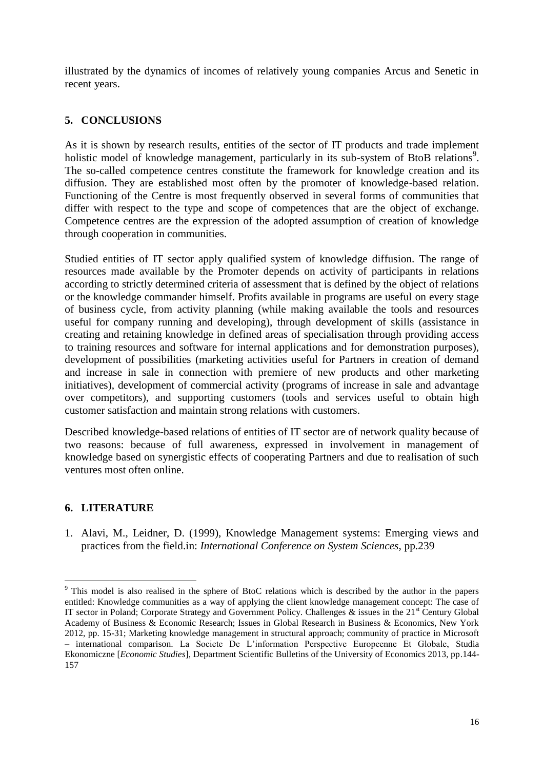illustrated by the dynamics of incomes of relatively young companies Arcus and Senetic in recent years.

## 5. CONCLUSIONS

As it is shown by research results, entities of the sector of IT products and trade implement holistic model of knowledge management, particularly in its sub-system of BtoB relations[9]. The so-called competence centres constitute the framework for knowledge creation and its diffusion. They are established most often by the promoter of knowledge-based relation. Functioning of the Centre is most frequently observed in several forms of communities that differ with respect to the type and scope of competences that are the object of exchange. Competence centres are the expression of the adopted assumption of creation of knowledge through cooperation in communities.

Studied entities of IT sector apply qualified system of knowledge diffusion. The range of resources made available by the Promoter depends on activity of participants in relations according to strictly determined criteria of assessment that is defined by the object of relations or the knowledge commander himself. Profits available in programs are useful on every stage of business cycle, from activity planning (while making available the tools and resources useful for company running and developing), through development of skills (assistance in creating and retaining knowledge in defined areas of specialisation through providing access to training resources and software for internal applications and for demonstration purposes), development of possibilities (marketing activities useful for Partners in creation of demand and increase in sale in connection with premiere of new products and other marketing initiatives), development of commercial activity (programs of increase in sale and advantage over competitors), and supporting customers (tools and services useful to obtain high customer satisfaction and maintain strong relations with customers.

Described knowledge-based relations of entities of IT sector are of network quality because of two reasons: because of full awareness, expressed in involvement in management of knowledge based on synergistic effects of cooperating Partners and due to realisation of such ventures most often online.

## 6. LITERATURE

1. Alavi, M., Leidner, D. (1999), Knowledge Management systems: Emerging views and practices from the field.in: *International Conference on System Sciences*, pp.239

---

[9] This model is also realised in the sphere of BtoC relations which is described by the author in the papers entitled: Knowledge communities as a way of applying the client knowledge management concept: The case of IT sector in Poland; Corporate Strategy and Government Policy. Challenges & issues in the 21st Century Global Academy of Business & Economic Research; Issues in Global Research in Business & Economics, New York 2012, pp. 15-31; Marketing knowledge management in structural approach; community of practice in Microsoft – international comparison. La Societe De L'information Perspective Europeenne Et Globale, Studia Ekonomiczne [*Economic Studies*], Department Scientific Bulletins of the University of Economics 2013, pp.144-157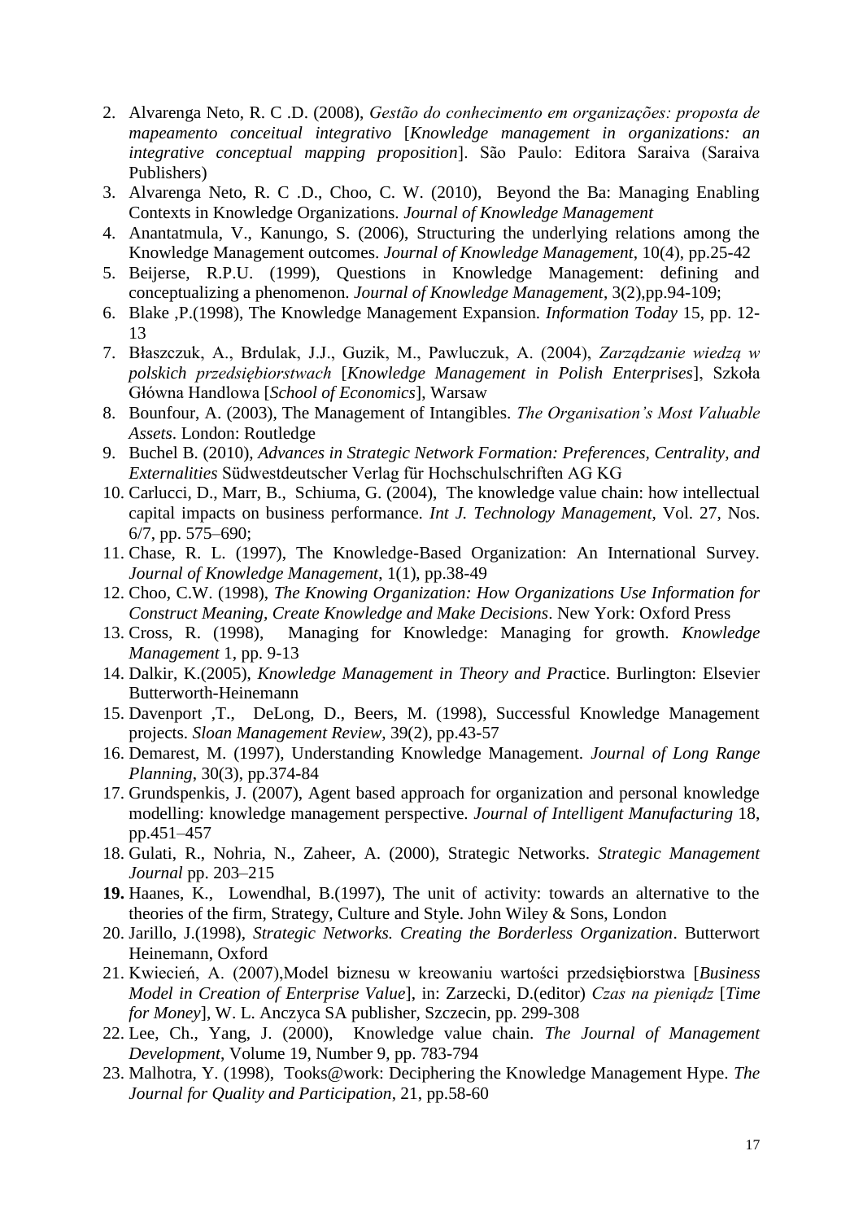2. Alvarenga Neto, R. C .D. (2008), *Gestão do conhecimento em organizações: proposta de mapeamento conceitual integrativo* [*Knowledge management in organizations: an integrative conceptual mapping proposition*]. São Paulo: Editora Saraiva (Saraiva Publishers)
3. Alvarenga Neto, R. C .D., Choo, C. W. (2010), Beyond the Ba: Managing Enabling Contexts in Knowledge Organizations. *Journal of Knowledge Management*
4. Anantatmula, V., Kanungo, S. (2006), Structuring the underlying relations among the Knowledge Management outcomes. *Journal of Knowledge Management*, 10(4), pp.25-42
5. Beijerse, R.P.U. (1999), Questions in Knowledge Management: defining and conceptualizing a phenomenon. *Journal of Knowledge Management*, 3(2),pp.94-109;
6. Blake ,P.(1998), The Knowledge Management Expansion. *Information Today* 15, pp. 12-13
7. Błaszczuk, A., Brdulak, J.J., Guzik, M., Pawluczuk, A. (2004), *Zarządzanie wiedzą w polskich przedsiębiorstwach* [*Knowledge Management in Polish Enterprises*], Szkoła Główna Handlowa [*School of Economics*], Warsaw
8. Bounfour, A. (2003), The Management of Intangibles. *The Organisation's Most Valuable Assets*. London: Routledge
9. Buchel B. (2010), *Advances in Strategic Network Formation: Preferences, Centrality, and Externalities* Südwestdeutscher Verlag für Hochschulschriften AG KG
10. Carlucci, D., Marr, B., Schiuma, G. (2004), The knowledge value chain: how intellectual capital impacts on business performance. *Int J. Technology Management*, Vol. 27, Nos. 6/7, pp. 575–690;
11. Chase, R. L. (1997), The Knowledge-Based Organization: An International Survey. *Journal of Knowledge Management*, 1(1), pp.38-49
12. Choo, C.W. (1998), *The Knowing Organization: How Organizations Use Information for Construct Meaning, Create Knowledge and Make Decisions*. New York: Oxford Press
13. Cross, R. (1998), Managing for Knowledge: Managing for growth. *Knowledge Management* 1, pp. 9-13
14. Dalkir, K.(2005), *Knowledge Management in Theory and Pra*ctice. Burlington: Elsevier Butterworth-Heinemann
15. Davenport ,T., DeLong, D., Beers, M. (1998), Successful Knowledge Management projects. *Sloan Management Review*, 39(2), pp.43-57
16. Demarest, M. (1997), Understanding Knowledge Management. *Journal of Long Range Planning*, 30(3), pp.374-84
17. Grundspenkis, J. (2007), Agent based approach for organization and personal knowledge modelling: knowledge management perspective. *Journal of Intelligent Manufacturing* 18, pp.451–457
18. Gulati, R., Nohria, N., Zaheer, A. (2000), Strategic Networks. *Strategic Management Journal* pp. 203–215
19. Haanes, K., Lowendhal, B.(1997), The unit of activity: towards an alternative to the theories of the firm, Strategy, Culture and Style. John Wiley & Sons, London
20. Jarillo, J.(1998), *Strategic Networks. Creating the Borderless Organization*. Butterwort Heinemann, Oxford
21. Kwiecień, A. (2007),Model biznesu w kreowaniu wartości przedsiębiorstwa [*Business Model in Creation of Enterprise Value*], in: Zarzecki, D.(editor) *Czas na pieniądz* [*Time for Money*], W. L. Anczyca SA publisher, Szczecin, pp. 299-308
22. Lee, Ch., Yang, J. (2000), Knowledge value chain. *The Journal of Management Development*, Volume 19, Number 9, pp. 783-794
23. Malhotra, Y. (1998), Tooks@work: Deciphering the Knowledge Management Hype. *The Journal for Quality and Participation*, 21, pp.58-60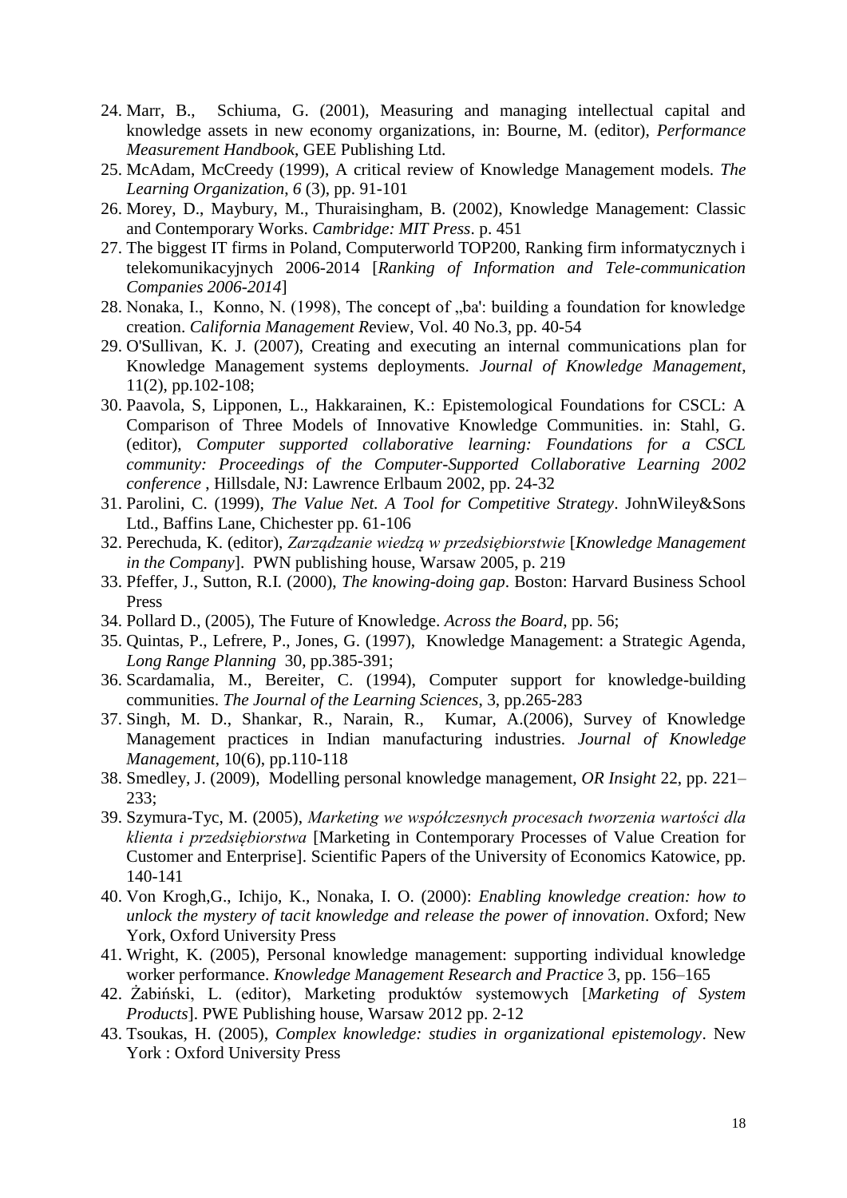24. Marr, B., Schiuma, G. (2001), Measuring and managing intellectual capital and knowledge assets in new economy organizations, in: Bourne, M. (editor), *Performance Measurement Handbook*, GEE Publishing Ltd.
25. McAdam, McCreedy (1999), A critical review of Knowledge Management models. *The Learning Organization*, *6* (3), pp. 91-101
26. Morey, D., Maybury, M., Thuraisingham, B. (2002), Knowledge Management: Classic and Contemporary Works. *Cambridge: MIT Press*. p. 451
27. The biggest IT firms in Poland, Computerworld TOP200, Ranking firm informatycznych i telekomunikacyjnych 2006-2014 [*Ranking of Information and Tele-communication Companies 2006-2014*]
28. Nonaka, I., Konno, N. (1998), The concept of „ba': building a foundation for knowledge creation. *California Management R*eview, Vol. 40 No.3, pp. 40-54
29. O'Sullivan, K. J. (2007), Creating and executing an internal communications plan for Knowledge Management systems deployments. *Journal of Knowledge Management*, 11(2), pp.102-108;
30. Paavola, S, Lipponen, L., Hakkarainen, K.: Epistemological Foundations for CSCL: A Comparison of Three Models of Innovative Knowledge Communities. in: Stahl, G. (editor), *Computer supported collaborative learning: Foundations for a CSCL community: Proceedings of the Computer-Supported Collaborative Learning 2002 conference* , Hillsdale, NJ: Lawrence Erlbaum 2002, pp. 24-32
31. Parolini, C. (1999), *The Value Net. A Tool for Competitive Strategy*. JohnWiley&Sons Ltd., Baffins Lane, Chichester pp. 61-106
32. Perechuda, K. (editor), *Zarządzanie wiedzą w przedsiębiorstwie* [*Knowledge Management in the Company*]. PWN publishing house, Warsaw 2005, p. 219
33. Pfeffer, J., Sutton, R.I. (2000), *The knowing-doing gap*. Boston: Harvard Business School Press
34. Pollard D., (2005), The Future of Knowledge. *Across the Board*, pp. 56;
35. Quintas, P., Lefrere, P., Jones, G. (1997), Knowledge Management: a Strategic Agenda, *Long Range Planning* 30, pp.385-391;
36. Scardamalia, M., Bereiter, C. (1994), Computer support for knowledge-building communities. *The Journal of the Learning Sciences*, 3, pp.265-283
37. Singh, M. D., Shankar, R., Narain, R., Kumar, A.(2006), Survey of Knowledge Management practices in Indian manufacturing industries. *Journal of Knowledge Management*, 10(6), pp.110-118
38. Smedley, J. (2009), Modelling personal knowledge management, *OR Insight* 22, pp. 221–233;
39. Szymura-Tyc, M. (2005), *Marketing we współczesnych procesach tworzenia wartości dla klienta i przedsiębiorstwa* [Marketing in Contemporary Processes of Value Creation for Customer and Enterprise]. Scientific Papers of the University of Economics Katowice, pp. 140-141
40. Von Krogh,G., Ichijo, K., Nonaka, I. O. (2000): *Enabling knowledge creation: how to unlock the mystery of tacit knowledge and release the power of innovation*. Oxford; New York, Oxford University Press
41. Wright, K. (2005), Personal knowledge management: supporting individual knowledge worker performance. *Knowledge Management Research and Practice* 3, pp. 156–165
42. Żabiński, L. (editor), Marketing produktów systemowych [*Marketing of System Products*]. PWE Publishing house, Warsaw 2012 pp. 2-12
43. Tsoukas, H. (2005), *Complex knowledge: studies in organizational epistemology*. New York : Oxford University Press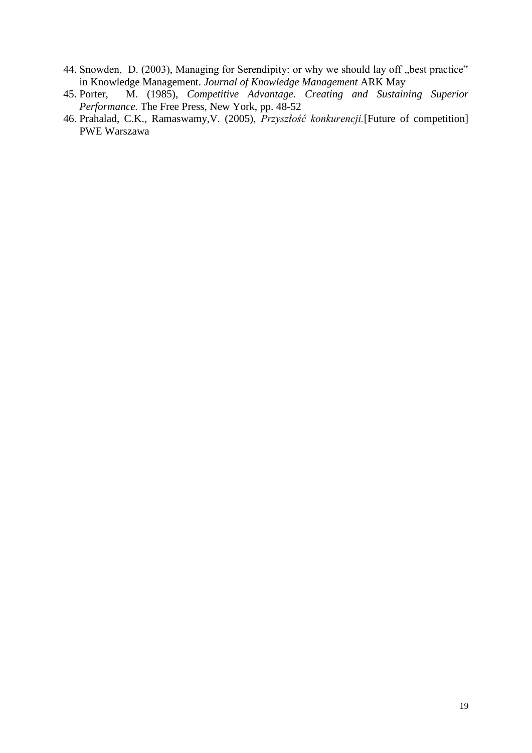44. Snowden, D. (2003), Managing for Serendipity: or why we should lay off „best practice" in Knowledge Management. *Journal of Knowledge Management* ARK May
45. Porter, M. (1985), *Competitive Advantage. Creating and Sustaining Superior Performance.* The Free Press, New York, pp. 48-52
46. Prahalad, C.K., Ramaswamy,V. (2005), *Przyszłość konkurencji.*[Future of competition] PWE Warszawa